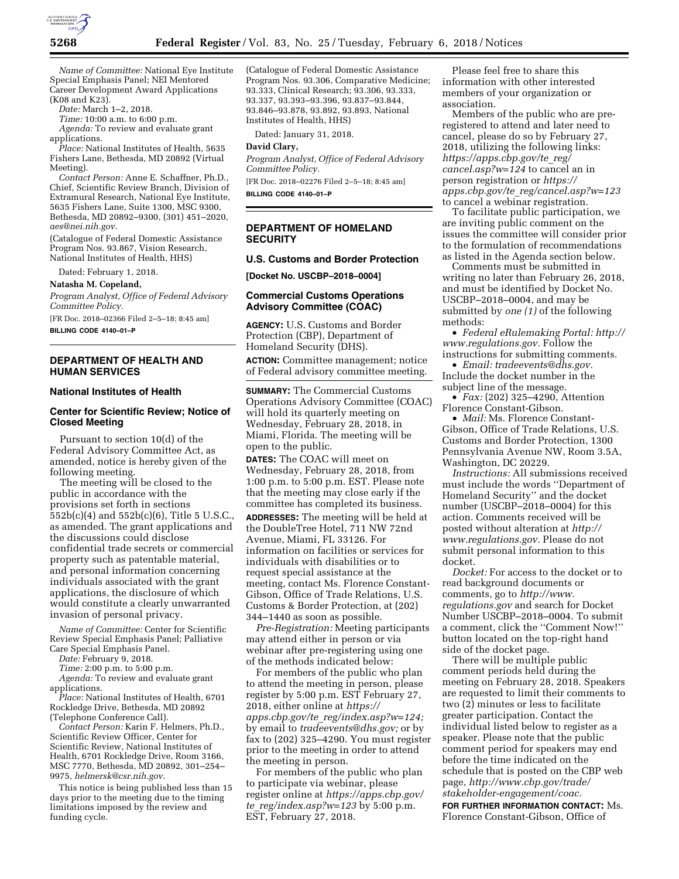*Name of Committee:* National Eye Institute Special Emphasis Panel; NEI Mentored Career Development Award Applications (K08 and K23).

*Date:* March 1–2, 2018.

*Time:* 10:00 a.m. to 6:00 p.m.

*Agenda:* To review and evaluate grant applications.

*Place:* National Institutes of Health, 5635 Fishers Lane, Bethesda, MD 20892 (Virtual Meeting).

*Contact Person:* Anne E. Schaffner, Ph.D., Chief, Scientific Review Branch, Division of Extramural Research, National Eye Institute, 5635 Fishers Lane, Suite 1300, MSC 9300, Bethesda, MD 20892–9300, (301) 451–2020, *aes@nei.nih.gov*.

(Catalogue of Federal Domestic Assistance Program Nos. 93.867, Vision Research, National Institutes of Health, HHS)

Dated: February 1, 2018.

**Natasha M. Copeland,**

*Program Analyst, Office of Federal Advisory Committee Policy.*

[FR Doc. 2018–02366 Filed 2–5–18; 8:45 am]

**BILLING CODE 4140–01–P**

## DEPARTMENT OF HEALTH AND HUMAN SERVICES

### National Institutes of Health

### Center for Scientific Review; Notice of Closed Meeting

Pursuant to section 10(d) of the Federal Advisory Committee Act, as amended, notice is hereby given of the following meeting.

The meeting will be closed to the public in accordance with the provisions set forth in sections 552b(c)(4) and 552b(c)(6), Title 5 U.S.C., as amended. The grant applications and the discussions could disclose confidential trade secrets or commercial property such as patentable material, and personal information concerning individuals associated with the grant applications, the disclosure of which would constitute a clearly unwarranted invasion of personal privacy.

*Name of Committee:* Center for Scientific Review Special Emphasis Panel; Palliative Care Special Emphasis Panel.

*Date:* February 9, 2018.

*Time:* 2:00 p.m. to 5:00 p.m.

*Agenda:* To review and evaluate grant applications.

*Place:* National Institutes of Health, 6701 Rockledge Drive, Bethesda, MD 20892 (Telephone Conference Call).

*Contact Person:* Karin F. Helmers, Ph.D., Scientific Review Officer, Center for Scientific Review, National Institutes of Health, 6701 Rockledge Drive, Room 3166, MSC 7770, Bethesda, MD 20892, 301–254–9975, *helmersk@csr.nih.gov*.

This notice is being published less than 15 days prior to the meeting due to the timing limitations imposed by the review and funding cycle.

(Catalogue of Federal Domestic Assistance Program Nos. 93.306, Comparative Medicine; 93.333, Clinical Research; 93.306, 93.333, 93.337, 93.393–93.396, 93.837–93.844, 93.846–93.878, 93.892, 93.893, National Institutes of Health, HHS)

Dated: January 31, 2018.

**David Clary,**

*Program Analyst, Office of Federal Advisory Committee Policy.*

[FR Doc. 2018–02276 Filed 2–5–18; 8:45 am]

**BILLING CODE 4140–01–P**

## DEPARTMENT OF HOMELAND SECURITY

### U.S. Customs and Border Protection

**[Docket No. USCBP–2018–0004]**

### Commercial Customs Operations Advisory Committee (COAC)

**AGENCY:** U.S. Customs and Border Protection (CBP), Department of Homeland Security (DHS).

**ACTION:** Committee management; notice of Federal advisory committee meeting.

**SUMMARY:** The Commercial Customs Operations Advisory Committee (COAC) will hold its quarterly meeting on Wednesday, February 28, 2018, in Miami, Florida. The meeting will be open to the public.

**DATES:** The COAC will meet on Wednesday, February 28, 2018, from 1:00 p.m. to 5:00 p.m. EST. Please note that the meeting may close early if the committee has completed its business.

**ADDRESSES:** The meeting will be held at the DoubleTree Hotel, 711 NW 72nd Avenue, Miami, FL 33126. For information on facilities or services for individuals with disabilities or to request special assistance at the meeting, contact Ms. Florence Constant-Gibson, Office of Trade Relations, U.S. Customs & Border Protection, at (202) 344–1440 as soon as possible.

*Pre-Registration:* Meeting participants may attend either in person or via webinar after pre-registering using one of the methods indicated below:

For members of the public who plan to attend the meeting in person, please register by 5:00 p.m. EST February 27, 2018, either online at *https://apps.cbp.gov/te_reg/index.asp?w=124;* by email to *tradeevents@dhs.gov;* or by fax to (202) 325–4290. You must register prior to the meeting in order to attend the meeting in person.

For members of the public who plan to participate via webinar, please register online at *https://apps.cbp.gov/te_reg/index.asp?w=123* by 5:00 p.m. EST, February 27, 2018.

Please feel free to share this information with other interested members of your organization or association.

Members of the public who are pre-registered to attend and later need to cancel, please do so by February 27, 2018, utilizing the following links: *https://apps.cbp.gov/te_reg/cancel.asp?w=124* to cancel an in person registration or *https://apps.cbp.gov/te_reg/cancel.asp?w=123* to cancel a webinar registration.

To facilitate public participation, we are inviting public comment on the issues the committee will consider prior to the formulation of recommendations as listed in the Agenda section below.

Comments must be submitted in writing no later than February 26, 2018, and must be identified by Docket No. USCBP–2018–0004, and may be submitted by *one (1)* of the following methods:

- *Federal eRulemaking Portal: http://www.regulations.gov.* Follow the instructions for submitting comments.
- *Email: tradeevents@dhs.gov.* Include the docket number in the subject line of the message.
- *Fax:* (202) 325–4290, Attention Florence Constant-Gibson.
- *Mail:* Ms. Florence Constant-Gibson, Office of Trade Relations, U.S. Customs and Border Protection, 1300 Pennsylvania Avenue NW, Room 3.5A, Washington, DC 20229.

*Instructions:* All submissions received must include the words ''Department of Homeland Security'' and the docket number (USCBP–2018–0004) for this action. Comments received will be posted without alteration at *http://www.regulations.gov.* Please do not submit personal information to this docket.

*Docket:* For access to the docket or to read background documents or comments, go to *http://www.regulations.gov* and search for Docket Number USCBP–2018–0004. To submit a comment, click the ''Comment Now!'' button located on the top-right hand side of the docket page.

There will be multiple public comment periods held during the meeting on February 28, 2018. Speakers are requested to limit their comments to two (2) minutes or less to facilitate greater participation. Contact the individual listed below to register as a speaker. Please note that the public comment period for speakers may end before the time indicated on the schedule that is posted on the CBP web page, *http://www.cbp.gov/trade/stakeholder-engagement/coac.*

**FOR FURTHER INFORMATION CONTACT:** Ms. Florence Constant-Gibson, Office of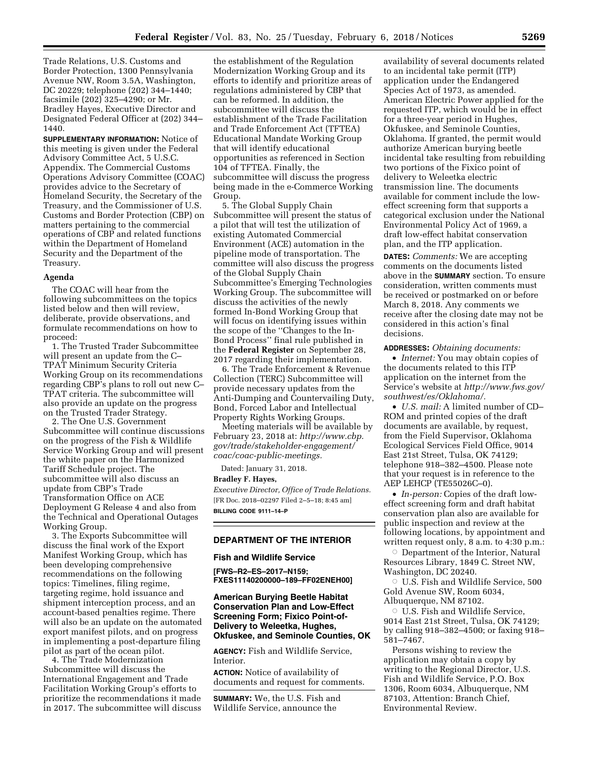Trade Relations, U.S. Customs and Border Protection, 1300 Pennsylvania Avenue NW, Room 3.5A, Washington, DC 20229; telephone (202) 344–1440; facsimile (202) 325–4290; or Mr. Bradley Hayes, Executive Director and Designated Federal Officer at (202) 344–1440.

**SUPPLEMENTARY INFORMATION:** Notice of this meeting is given under the Federal Advisory Committee Act, 5 U.S.C. Appendix. The Commercial Customs Operations Advisory Committee (COAC) provides advice to the Secretary of Homeland Security, the Secretary of the Treasury, and the Commissioner of U.S. Customs and Border Protection (CBP) on matters pertaining to the commercial operations of CBP and related functions within the Department of Homeland Security and the Department of the Treasury.

### Agenda

The COAC will hear from the following subcommittees on the topics listed below and then will review, deliberate, provide observations, and formulate recommendations on how to proceed:

1. The Trusted Trader Subcommittee will present an update from the C–TPAT Minimum Security Criteria Working Group on its recommendations regarding CBP's plans to roll out new C–TPAT criteria. The subcommittee will also provide an update on the progress on the Trusted Trader Strategy.
2. The One U.S. Government Subcommittee will continue discussions on the progress of the Fish & Wildlife Service Working Group and will present the white paper on the Harmonized Tariff Schedule project. The subcommittee will also discuss an update from CBP's Trade Transformation Office on ACE Deployment G Release 4 and also from the Technical and Operational Outages Working Group.
3. The Exports Subcommittee will discuss the final work of the Export Manifest Working Group, which has been developing comprehensive recommendations on the following topics: Timelines, filing regime, targeting regime, hold issuance and shipment interception process, and an account-based penalties regime. There will also be an update on the automated export manifest pilots, and on progress in implementing a post-departure filing pilot as part of the ocean pilot.
4. The Trade Modernization Subcommittee will discuss the International Engagement and Trade Facilitation Working Group's efforts to prioritize the recommendations it made in 2017. The subcommittee will discuss the establishment of the Regulation Modernization Working Group and its efforts to identify and prioritize areas of regulations administered by CBP that can be reformed. In addition, the subcommittee will discuss the establishment of the Trade Facilitation and Trade Enforcement Act (TFTEA) Educational Mandate Working Group that will identify educational opportunities as referenced in Section 104 of TFTEA. Finally, the subcommittee will discuss the progress being made in the e-Commerce Working Group.
5. The Global Supply Chain Subcommittee will present the status of a pilot that will test the utilization of existing Automated Commercial Environment (ACE) automation in the pipeline mode of transportation. The committee will also discuss the progress of the Global Supply Chain Subcommittee's Emerging Technologies Working Group. The subcommittee will discuss the activities of the newly formed In-Bond Working Group that will focus on identifying issues within the scope of the ''Changes to the In-Bond Process'' final rule published in the **Federal Register** on September 28, 2017 regarding their implementation.
6. The Trade Enforcement & Revenue Collection (TERC) Subcommittee will provide necessary updates from the Anti-Dumping and Countervailing Duty, Bond, Forced Labor and Intellectual Property Rights Working Groups.

Meeting materials will be available by February 23, 2018 at: *http://www.cbp.gov/trade/stakeholder-engagement/coac/coac-public-meetings.*

Dated: January 31, 2018.

**Bradley F. Hayes,**

*Executive Director, Office of Trade Relations.*

[FR Doc. 2018–02297 Filed 2–5–18; 8:45 am]

**BILLING CODE 9111–14–P**

## DEPARTMENT OF THE INTERIOR

### Fish and Wildlife Service

**[FWS–R2–ES–2017–N159; FXES11140200000–189–FF02ENEH00]**

### American Burying Beetle Habitat Conservation Plan and Low-Effect Screening Form; Fixico Point-of-Delivery to Weleetka, Hughes, Okfuskee, and Seminole Counties, OK

**AGENCY:** Fish and Wildlife Service, Interior.

**ACTION:** Notice of availability of documents and request for comments.

**SUMMARY:** We, the U.S. Fish and Wildlife Service, announce the availability of several documents related to an incidental take permit (ITP) application under the Endangered Species Act of 1973, as amended. American Electric Power applied for the requested ITP, which would be in effect for a three-year period in Hughes, Okfuskee, and Seminole Counties, Oklahoma. If granted, the permit would authorize American burying beetle incidental take resulting from rebuilding two portions of the Fixico point of delivery to Weleetka electric transmission line. The documents available for comment include the low-effect screening form that supports a categorical exclusion under the National Environmental Policy Act of 1969, a draft low-effect habitat conservation plan, and the ITP application.

**DATES:** *Comments:* We are accepting comments on the documents listed above in the **SUMMARY** section. To ensure consideration, written comments must be received or postmarked on or before March 8, 2018. Any comments we receive after the closing date may not be considered in this action's final decisions.

**ADDRESSES:** *Obtaining documents:*

- *Internet:* You may obtain copies of the documents related to this ITP application on the internet from the Service's website at *http://www.fws.gov/southwest/es/Oklahoma/.*
- *U.S. mail:* A limited number of CD–ROM and printed copies of the draft documents are available, by request, from the Field Supervisor, Oklahoma Ecological Services Field Office, 9014 East 21st Street, Tulsa, OK 74129; telephone 918–382–4500. Please note that your request is in reference to the AEP LEHCP (TE55026C–0).
- *In-person:* Copies of the draft low-effect screening form and draft habitat conservation plan also are available for public inspection and review at the following locations, by appointment and written request only, 8 a.m. to 4:30 p.m.:
    - Department of the Interior, Natural Resources Library, 1849 C. Street NW, Washington, DC 20240.
    - U.S. Fish and Wildlife Service, 500 Gold Avenue SW, Room 6034, Albuquerque, NM 87102.
    - U.S. Fish and Wildlife Service, 9014 East 21st Street, Tulsa, OK 74129; by calling 918–382–4500; or faxing 918–581–7467.

Persons wishing to review the application may obtain a copy by writing to the Regional Director, U.S. Fish and Wildlife Service, P.O. Box 1306, Room 6034, Albuquerque, NM 87103, Attention: Branch Chief, Environmental Review.